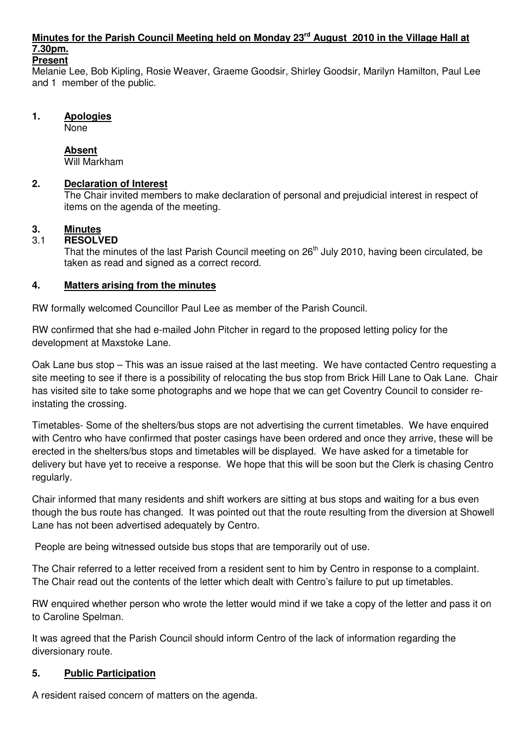# Minutes for the Parish Council Meeting held on Monday 23rd August 2010 in the Village Hall at 7.30pm.

**Present**

Melanie Lee, Bob Kipling, Rosie Weaver, Graeme Goodsir, Shirley Goodsir, Marilyn Hamilton, Paul Lee and 1 member of the public.

## 1. Apologies

None

**Absent**

Will Markham

## 2. Declaration of Interest

The Chair invited members to make declaration of personal and prejudicial interest in respect of items on the agenda of the meeting.

## 3. Minutes

3.1 **RESOLVED**

That the minutes of the last Parish Council meeting on 26th July 2010, having been circulated, be taken as read and signed as a correct record.

## 4. Matters arising from the minutes

RW formally welcomed Councillor Paul Lee as member of the Parish Council.

RW confirmed that she had e-mailed John Pitcher in regard to the proposed letting policy for the development at Maxstoke Lane.

Oak Lane bus stop – This was an issue raised at the last meeting. We have contacted Centro requesting a site meeting to see if there is a possibility of relocating the bus stop from Brick Hill Lane to Oak Lane. Chair has visited site to take some photographs and we hope that we can get Coventry Council to consider re-instating the crossing.

Timetables- Some of the shelters/bus stops are not advertising the current timetables. We have enquired with Centro who have confirmed that poster casings have been ordered and once they arrive, these will be erected in the shelters/bus stops and timetables will be displayed. We have asked for a timetable for delivery but have yet to receive a response. We hope that this will be soon but the Clerk is chasing Centro regularly.

Chair informed that many residents and shift workers are sitting at bus stops and waiting for a bus even though the bus route has changed. It was pointed out that the route resulting from the diversion at Showell Lane has not been advertised adequately by Centro.

People are being witnessed outside bus stops that are temporarily out of use.

The Chair referred to a letter received from a resident sent to him by Centro in response to a complaint. The Chair read out the contents of the letter which dealt with Centro's failure to put up timetables.

RW enquired whether person who wrote the letter would mind if we take a copy of the letter and pass it on to Caroline Spelman.

It was agreed that the Parish Council should inform Centro of the lack of information regarding the diversionary route.

## 5. Public Participation

A resident raised concern of matters on the agenda.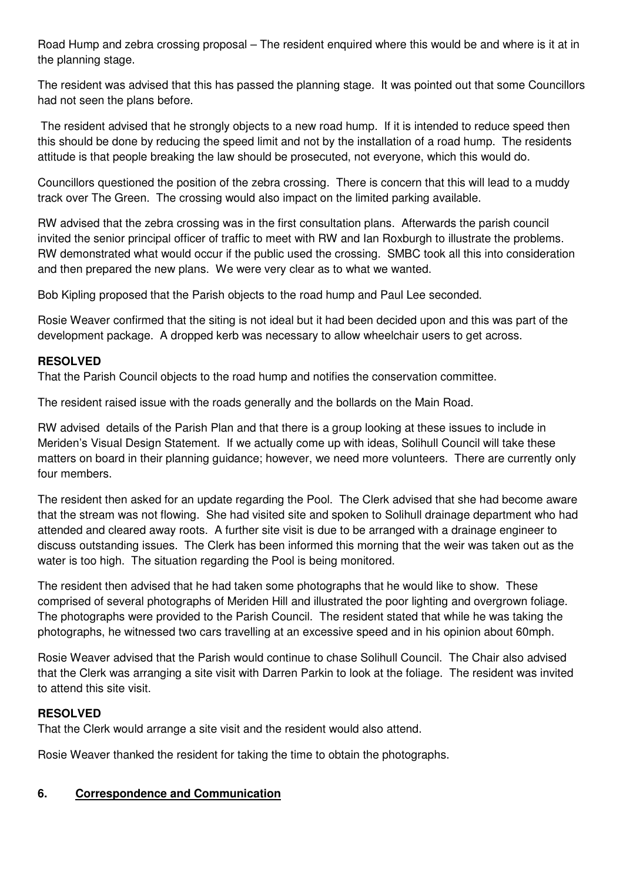Road Hump and zebra crossing proposal – The resident enquired where this would be and where is it at in the planning stage.

The resident was advised that this has passed the planning stage. It was pointed out that some Councillors had not seen the plans before.

The resident advised that he strongly objects to a new road hump. If it is intended to reduce speed then this should be done by reducing the speed limit and not by the installation of a road hump. The residents attitude is that people breaking the law should be prosecuted, not everyone, which this would do.

Councillors questioned the position of the zebra crossing. There is concern that this will lead to a muddy track over The Green. The crossing would also impact on the limited parking available.

RW advised that the zebra crossing was in the first consultation plans. Afterwards the parish council invited the senior principal officer of traffic to meet with RW and Ian Roxburgh to illustrate the problems. RW demonstrated what would occur if the public used the crossing. SMBC took all this into consideration and then prepared the new plans. We were very clear as to what we wanted.

Bob Kipling proposed that the Parish objects to the road hump and Paul Lee seconded.

Rosie Weaver confirmed that the siting is not ideal but it had been decided upon and this was part of the development package. A dropped kerb was necessary to allow wheelchair users to get across.

**RESOLVED**
That the Parish Council objects to the road hump and notifies the conservation committee.

The resident raised issue with the roads generally and the bollards on the Main Road.

RW advised details of the Parish Plan and that there is a group looking at these issues to include in Meriden's Visual Design Statement. If we actually come up with ideas, Solihull Council will take these matters on board in their planning guidance; however, we need more volunteers. There are currently only four members.

The resident then asked for an update regarding the Pool. The Clerk advised that she had become aware that the stream was not flowing. She had visited site and spoken to Solihull drainage department who had attended and cleared away roots. A further site visit is due to be arranged with a drainage engineer to discuss outstanding issues. The Clerk has been informed this morning that the weir was taken out as the water is too high. The situation regarding the Pool is being monitored.

The resident then advised that he had taken some photographs that he would like to show. These comprised of several photographs of Meriden Hill and illustrated the poor lighting and overgrown foliage. The photographs were provided to the Parish Council. The resident stated that while he was taking the photographs, he witnessed two cars travelling at an excessive speed and in his opinion about 60mph.

Rosie Weaver advised that the Parish would continue to chase Solihull Council. The Chair also advised that the Clerk was arranging a site visit with Darren Parkin to look at the foliage. The resident was invited to attend this site visit.

**RESOLVED**
That the Clerk would arrange a site visit and the resident would also attend.

Rosie Weaver thanked the resident for taking the time to obtain the photographs.

## 6. Correspondence and Communication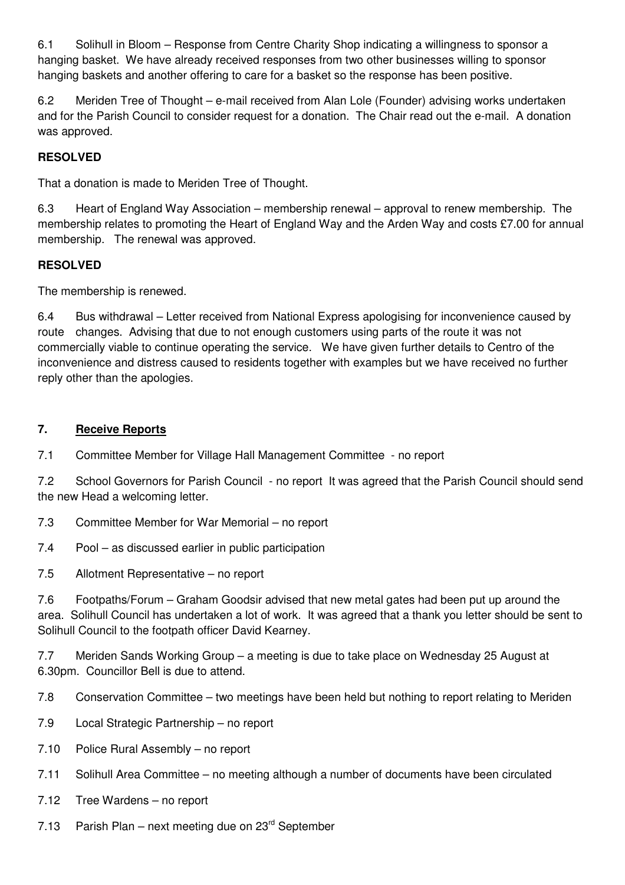6.1 Solihull in Bloom – Response from Centre Charity Shop indicating a willingness to sponsor a hanging basket. We have already received responses from two other businesses willing to sponsor hanging baskets and another offering to care for a basket so the response has been positive.

6.2 Meriden Tree of Thought – e-mail received from Alan Lole (Founder) advising works undertaken and for the Parish Council to consider request for a donation. The Chair read out the e-mail. A donation was approved.

**RESOLVED**

That a donation is made to Meriden Tree of Thought.

6.3 Heart of England Way Association – membership renewal – approval to renew membership. The membership relates to promoting the Heart of England Way and the Arden Way and costs £7.00 for annual membership. The renewal was approved.

**RESOLVED**

The membership is renewed.

6.4 Bus withdrawal – Letter received from National Express apologising for inconvenience caused by route changes. Advising that due to not enough customers using parts of the route it was not commercially viable to continue operating the service. We have given further details to Centro of the inconvenience and distress caused to residents together with examples but we have received no further reply other than the apologies.

## 7. Receive Reports

7.1 Committee Member for Village Hall Management Committee - no report

7.2 School Governors for Parish Council - no report It was agreed that the Parish Council should send the new Head a welcoming letter.

7.3 Committee Member for War Memorial – no report

7.4 Pool – as discussed earlier in public participation

7.5 Allotment Representative – no report

7.6 Footpaths/Forum – Graham Goodsir advised that new metal gates had been put up around the area. Solihull Council has undertaken a lot of work. It was agreed that a thank you letter should be sent to Solihull Council to the footpath officer David Kearney.

7.7 Meriden Sands Working Group – a meeting is due to take place on Wednesday 25 August at 6.30pm. Councillor Bell is due to attend.

7.8 Conservation Committee – two meetings have been held but nothing to report relating to Meriden

7.9 Local Strategic Partnership – no report

7.10 Police Rural Assembly – no report

7.11 Solihull Area Committee – no meeting although a number of documents have been circulated

7.12 Tree Wardens – no report

7.13 Parish Plan – next meeting due on 23rd September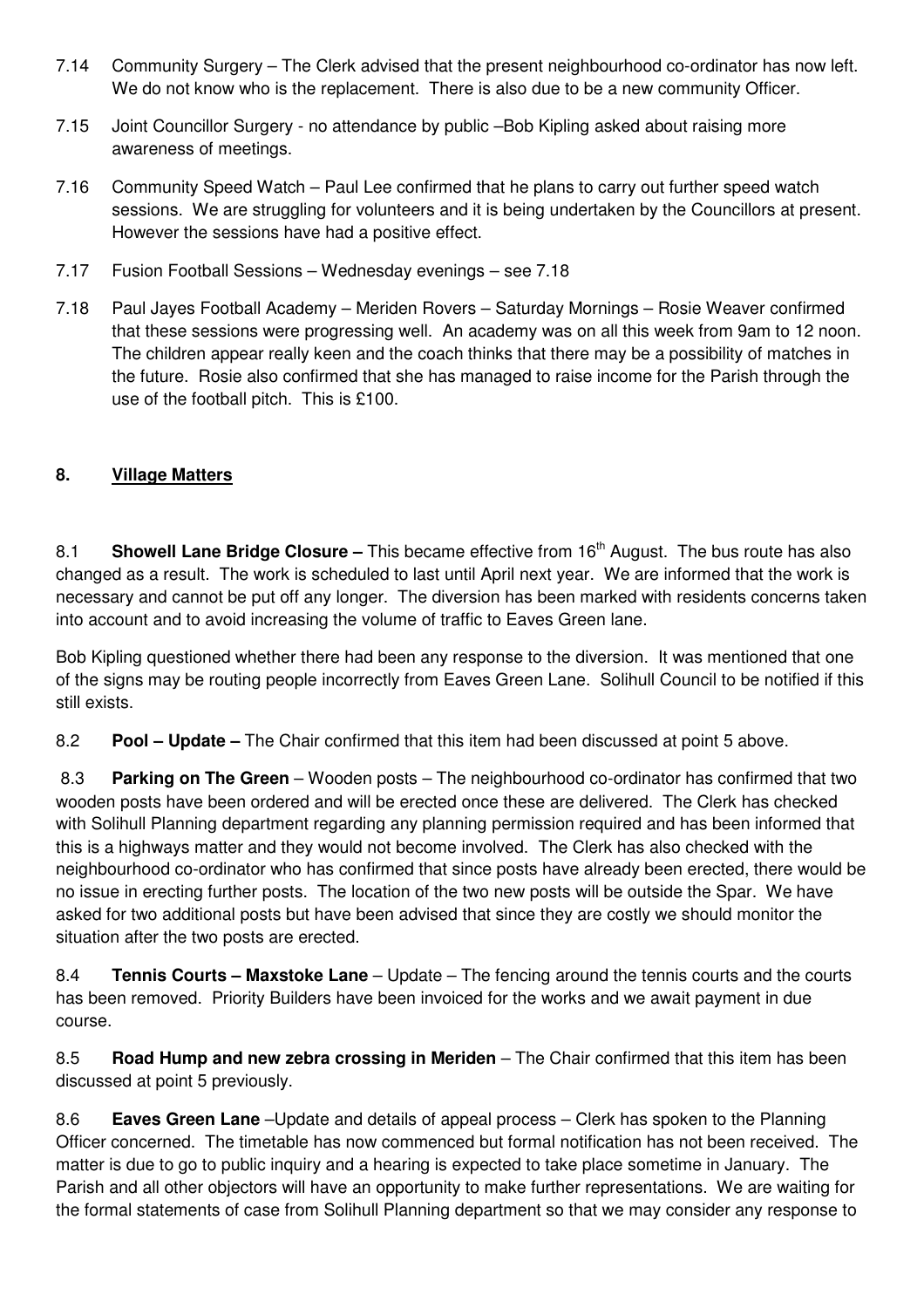7.14 Community Surgery – The Clerk advised that the present neighbourhood co-ordinator has now left. We do not know who is the replacement. There is also due to be a new community Officer.

7.15 Joint Councillor Surgery - no attendance by public –Bob Kipling asked about raising more awareness of meetings.

7.16 Community Speed Watch – Paul Lee confirmed that he plans to carry out further speed watch sessions. We are struggling for volunteers and it is being undertaken by the Councillors at present. However the sessions have had a positive effect.

7.17 Fusion Football Sessions – Wednesday evenings – see 7.18

7.18 Paul Jayes Football Academy – Meriden Rovers – Saturday Mornings – Rosie Weaver confirmed that these sessions were progressing well. An academy was on all this week from 9am to 12 noon. The children appear really keen and the coach thinks that there may be a possibility of matches in the future. Rosie also confirmed that she has managed to raise income for the Parish through the use of the football pitch. This is £100.

## 8. <u>Village Matters</u>

8.1 **Showell Lane Bridge Closure –** This became effective from 16th August. The bus route has also changed as a result. The work is scheduled to last until April next year. We are informed that the work is necessary and cannot be put off any longer. The diversion has been marked with residents concerns taken into account and to avoid increasing the volume of traffic to Eaves Green lane.

Bob Kipling questioned whether there had been any response to the diversion. It was mentioned that one of the signs may be routing people incorrectly from Eaves Green Lane. Solihull Council to be notified if this still exists.

8.2 **Pool – Update –** The Chair confirmed that this item had been discussed at point 5 above.

8.3 **Parking on The Green** – Wooden posts – The neighbourhood co-ordinator has confirmed that two wooden posts have been ordered and will be erected once these are delivered. The Clerk has checked with Solihull Planning department regarding any planning permission required and has been informed that this is a highways matter and they would not become involved. The Clerk has also checked with the neighbourhood co-ordinator who has confirmed that since posts have already been erected, there would be no issue in erecting further posts. The location of the two new posts will be outside the Spar. We have asked for two additional posts but have been advised that since they are costly we should monitor the situation after the two posts are erected.

8.4 **Tennis Courts – Maxstoke Lane** – Update – The fencing around the tennis courts and the courts has been removed. Priority Builders have been invoiced for the works and we await payment in due course.

8.5 **Road Hump and new zebra crossing in Meriden** – The Chair confirmed that this item has been discussed at point 5 previously.

8.6 **Eaves Green Lane** –Update and details of appeal process – Clerk has spoken to the Planning Officer concerned. The timetable has now commenced but formal notification has not been received. The matter is due to go to public inquiry and a hearing is expected to take place sometime in January. The Parish and all other objectors will have an opportunity to make further representations. We are waiting for the formal statements of case from Solihull Planning department so that we may consider any response to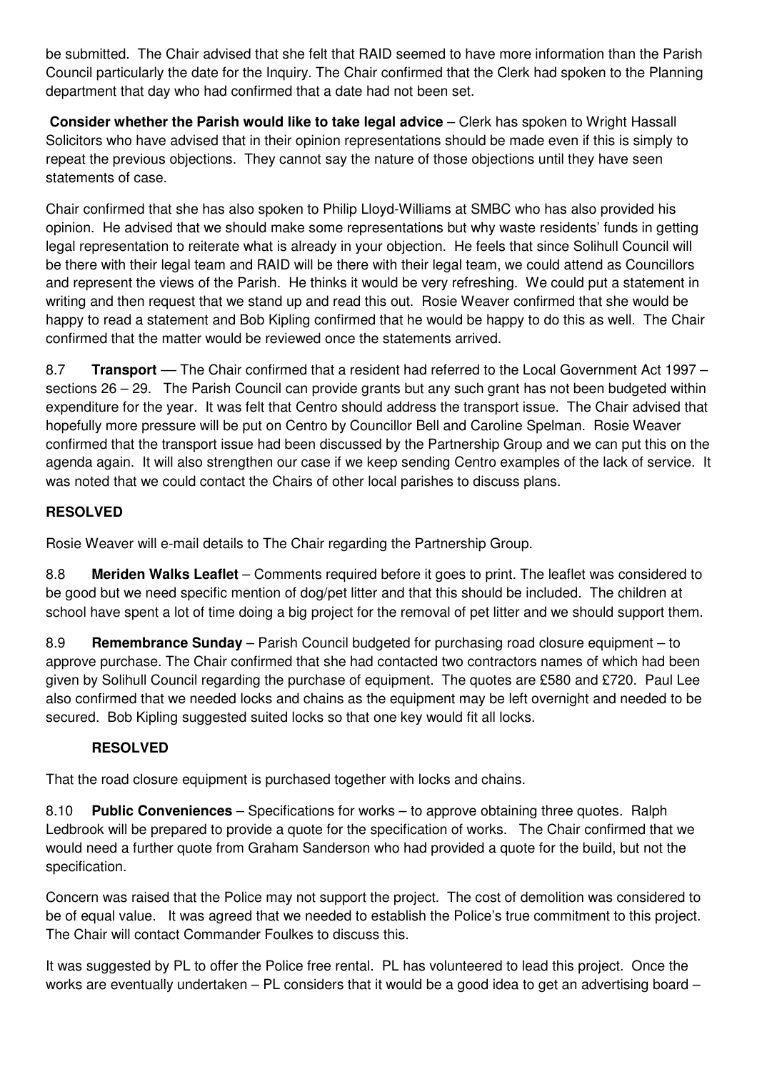be submitted. The Chair advised that she felt that RAID seemed to have more information than the Parish Council particularly the date for the Inquiry. The Chair confirmed that the Clerk had spoken to the Planning department that day who had confirmed that a date had not been set.

**Consider whether the Parish would like to take legal advice** – Clerk has spoken to Wright Hassall Solicitors who have advised that in their opinion representations should be made even if this is simply to repeat the previous objections. They cannot say the nature of those objections until they have seen statements of case.

Chair confirmed that she has also spoken to Philip Lloyd-Williams at SMBC who has also provided his opinion. He advised that we should make some representations but why waste residents' funds in getting legal representation to reiterate what is already in your objection. He feels that since Solihull Council will be there with their legal team and RAID will be there with their legal team, we could attend as Councillors and represent the views of the Parish. He thinks it would be very refreshing. We could put a statement in writing and then request that we stand up and read this out. Rosie Weaver confirmed that she would be happy to read a statement and Bob Kipling confirmed that he would be happy to do this as well. The Chair confirmed that the matter would be reviewed once the statements arrived.

8.7 **Transport** –– The Chair confirmed that a resident had referred to the Local Government Act 1997 – sections 26 – 29. The Parish Council can provide grants but any such grant has not been budgeted within expenditure for the year. It was felt that Centro should address the transport issue. The Chair advised that hopefully more pressure will be put on Centro by Councillor Bell and Caroline Spelman. Rosie Weaver confirmed that the transport issue had been discussed by the Partnership Group and we can put this on the agenda again. It will also strengthen our case if we keep sending Centro examples of the lack of service. It was noted that we could contact the Chairs of other local parishes to discuss plans.

**RESOLVED**

Rosie Weaver will e-mail details to The Chair regarding the Partnership Group.

8.8 **Meriden Walks Leaflet** – Comments required before it goes to print. The leaflet was considered to be good but we need specific mention of dog/pet litter and that this should be included. The children at school have spent a lot of time doing a big project for the removal of pet litter and we should support them.

8.9 **Remembrance Sunday** – Parish Council budgeted for purchasing road closure equipment – to approve purchase. The Chair confirmed that she had contacted two contractors names of which had been given by Solihull Council regarding the purchase of equipment. The quotes are £580 and £720. Paul Lee also confirmed that we needed locks and chains as the equipment may be left overnight and needed to be secured. Bob Kipling suggested suited locks so that one key would fit all locks.

**RESOLVED**

That the road closure equipment is purchased together with locks and chains.

8.10 **Public Conveniences** – Specifications for works – to approve obtaining three quotes. Ralph Ledbrook will be prepared to provide a quote for the specification of works. The Chair confirmed that we would need a further quote from Graham Sanderson who had provided a quote for the build, but not the specification.

Concern was raised that the Police may not support the project. The cost of demolition was considered to be of equal value. It was agreed that we needed to establish the Police's true commitment to this project. The Chair will contact Commander Foulkes to discuss this.

It was suggested by PL to offer the Police free rental. PL has volunteered to lead this project. Once the works are eventually undertaken – PL considers that it would be a good idea to get an advertising board –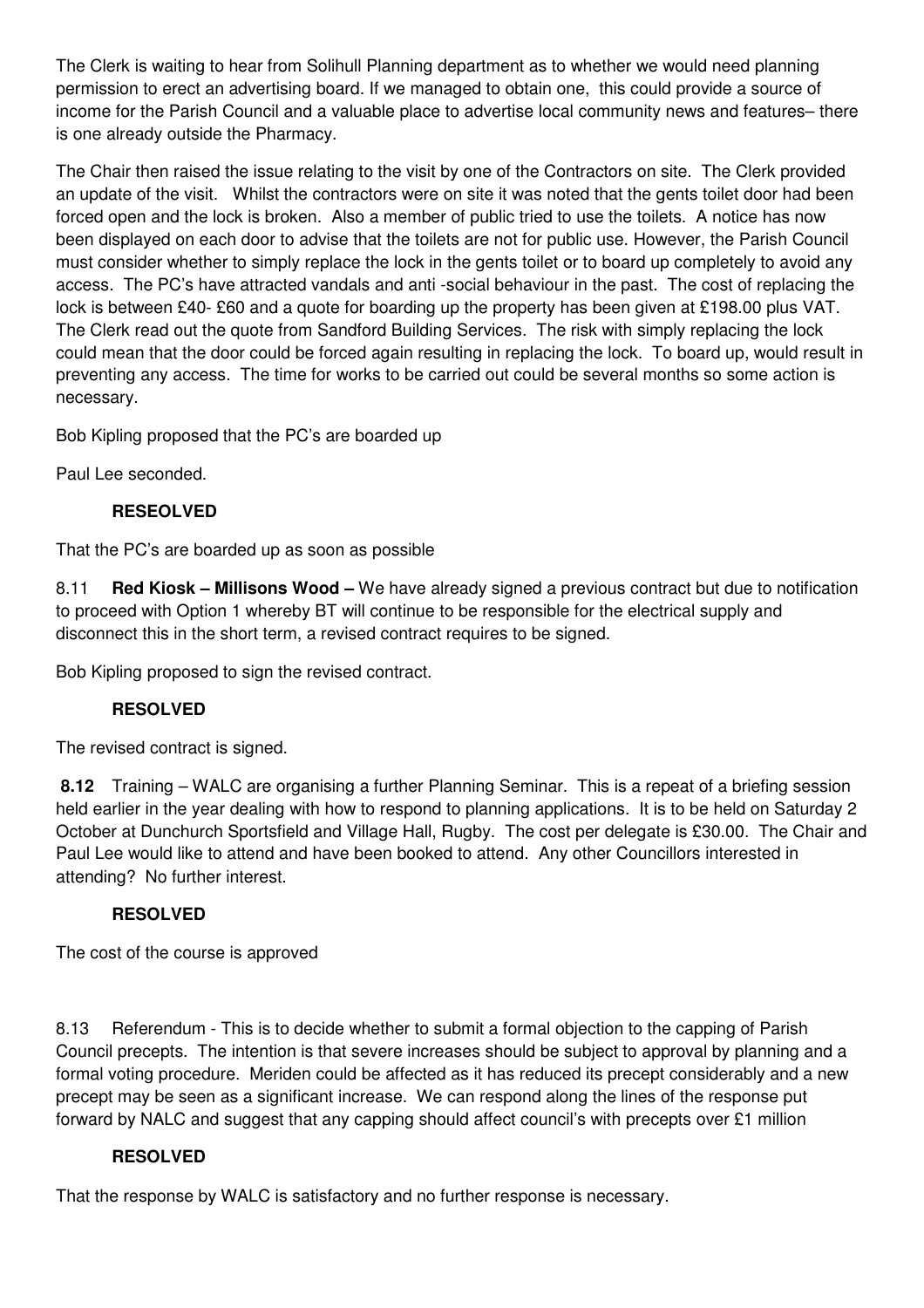The Clerk is waiting to hear from Solihull Planning department as to whether we would need planning permission to erect an advertising board. If we managed to obtain one, this could provide a source of income for the Parish Council and a valuable place to advertise local community news and features– there is one already outside the Pharmacy.

The Chair then raised the issue relating to the visit by one of the Contractors on site. The Clerk provided an update of the visit. Whilst the contractors were on site it was noted that the gents toilet door had been forced open and the lock is broken. Also a member of public tried to use the toilets. A notice has now been displayed on each door to advise that the toilets are not for public use. However, the Parish Council must consider whether to simply replace the lock in the gents toilet or to board up completely to avoid any access. The PC's have attracted vandals and anti -social behaviour in the past. The cost of replacing the lock is between £40- £60 and a quote for boarding up the property has been given at £198.00 plus VAT. The Clerk read out the quote from Sandford Building Services. The risk with simply replacing the lock could mean that the door could be forced again resulting in replacing the lock. To board up, would result in preventing any access. The time for works to be carried out could be several months so some action is necessary.

Bob Kipling proposed that the PC's are boarded up

Paul Lee seconded.

**RESEOLVED**

That the PC's are boarded up as soon as possible

8.11 **Red Kiosk – Millisons Wood –** We have already signed a previous contract but due to notification to proceed with Option 1 whereby BT will continue to be responsible for the electrical supply and disconnect this in the short term, a revised contract requires to be signed.

Bob Kipling proposed to sign the revised contract.

**RESOLVED**

The revised contract is signed.

**8.12** Training – WALC are organising a further Planning Seminar. This is a repeat of a briefing session held earlier in the year dealing with how to respond to planning applications. It is to be held on Saturday 2 October at Dunchurch Sportsfield and Village Hall, Rugby. The cost per delegate is £30.00. The Chair and Paul Lee would like to attend and have been booked to attend. Any other Councillors interested in attending? No further interest.

**RESOLVED**

The cost of the course is approved

8.13 Referendum - This is to decide whether to submit a formal objection to the capping of Parish Council precepts. The intention is that severe increases should be subject to approval by planning and a formal voting procedure. Meriden could be affected as it has reduced its precept considerably and a new precept may be seen as a significant increase. We can respond along the lines of the response put forward by NALC and suggest that any capping should affect council's with precepts over £1 million

**RESOLVED**

That the response by WALC is satisfactory and no further response is necessary.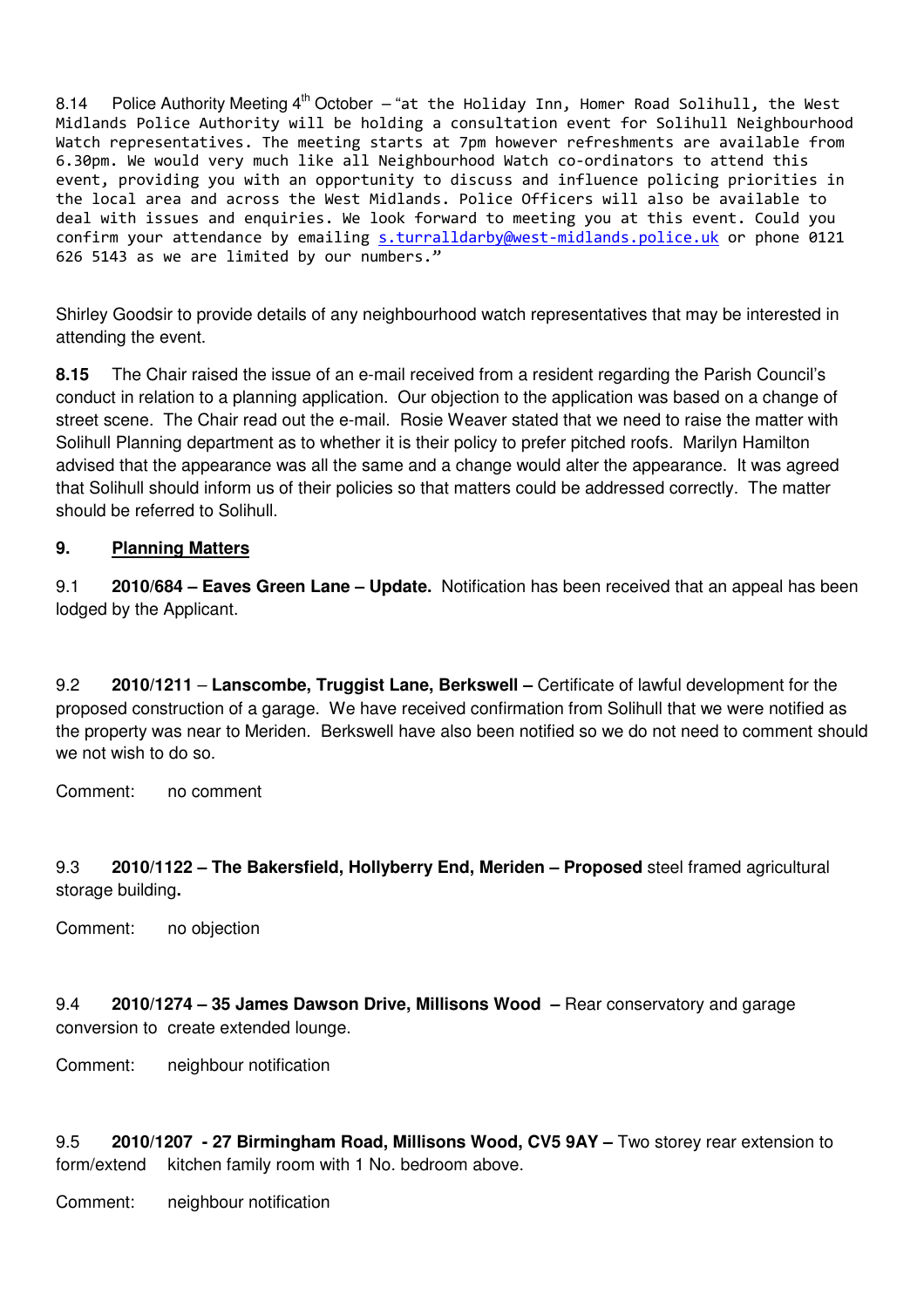8.14 Police Authority Meeting 4th October – "at the Holiday Inn, Homer Road Solihull, the West Midlands Police Authority will be holding a consultation event for Solihull Neighbourhood Watch representatives. The meeting starts at 7pm however refreshments are available from 6.30pm. We would very much like all Neighbourhood Watch co-ordinators to attend this event, providing you with an opportunity to discuss and influence policing priorities in the local area and across the West Midlands. Police Officers will also be available to deal with issues and enquiries. We look forward to meeting you at this event. Could you confirm your attendance by emailing s.turralldarby@west-midlands.police.uk or phone 0121 626 5143 as we are limited by our numbers."

Shirley Goodsir to provide details of any neighbourhood watch representatives that may be interested in attending the event.

**8.15** The Chair raised the issue of an e-mail received from a resident regarding the Parish Council's conduct in relation to a planning application. Our objection to the application was based on a change of street scene. The Chair read out the e-mail. Rosie Weaver stated that we need to raise the matter with Solihull Planning department as to whether it is their policy to prefer pitched roofs. Marilyn Hamilton advised that the appearance was all the same and a change would alter the appearance. It was agreed that Solihull should inform us of their policies so that matters could be addressed correctly. The matter should be referred to Solihull.

## 9. Planning Matters

9.1 **2010/684 – Eaves Green Lane – Update.** Notification has been received that an appeal has been lodged by the Applicant.

9.2 **2010/1211** – **Lanscombe, Truggist Lane, Berkswell –** Certificate of lawful development for the proposed construction of a garage. We have received confirmation from Solihull that we were notified as the property was near to Meriden. Berkswell have also been notified so we do not need to comment should we not wish to do so.

Comment: no comment

9.3 **2010/1122 – The Bakersfield, Hollyberry End, Meriden – Proposed** steel framed agricultural storage building**.**

Comment: no objection

9.4 **2010/1274 – 35 James Dawson Drive, Millisons Wood –** Rear conservatory and garage conversion to create extended lounge.

Comment: neighbour notification

9.5 **2010/1207 - 27 Birmingham Road, Millisons Wood, CV5 9AY –** Two storey rear extension to form/extend kitchen family room with 1 No. bedroom above.

Comment: neighbour notification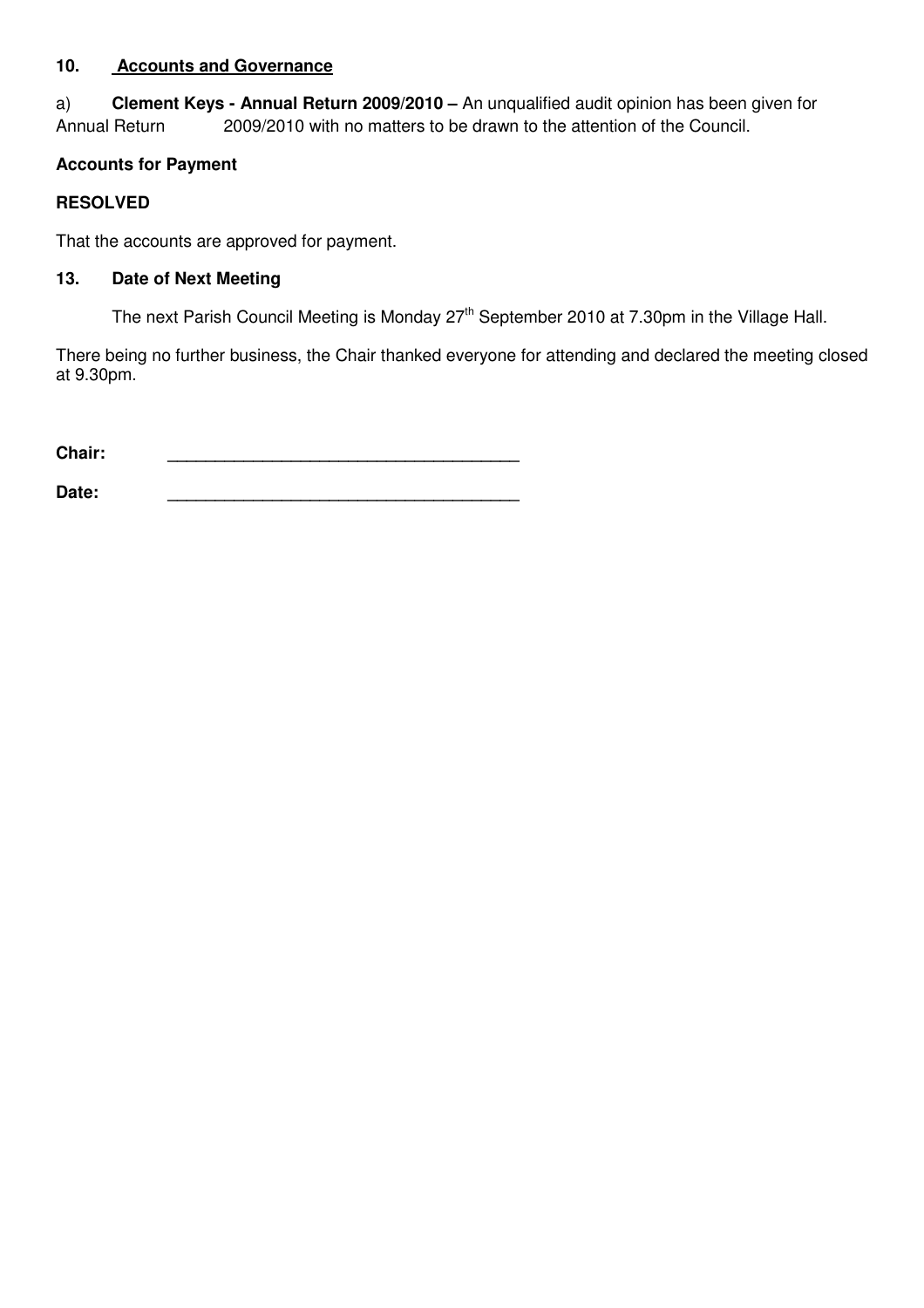### 10. Accounts and Governance

a) **Clement Keys - Annual Return 2009/2010 –** An unqualified audit opinion has been given for Annual Return 2009/2010 with no matters to be drawn to the attention of the Council.

**Accounts for Payment**

**RESOLVED**

That the accounts are approved for payment.

### 13. Date of Next Meeting

The next Parish Council Meeting is Monday 27th September 2010 at 7.30pm in the Village Hall.

There being no further business, the Chair thanked everyone for attending and declared the meeting closed at 9.30pm.

**Chair:** ____________________________________

**Date:** ____________________________________